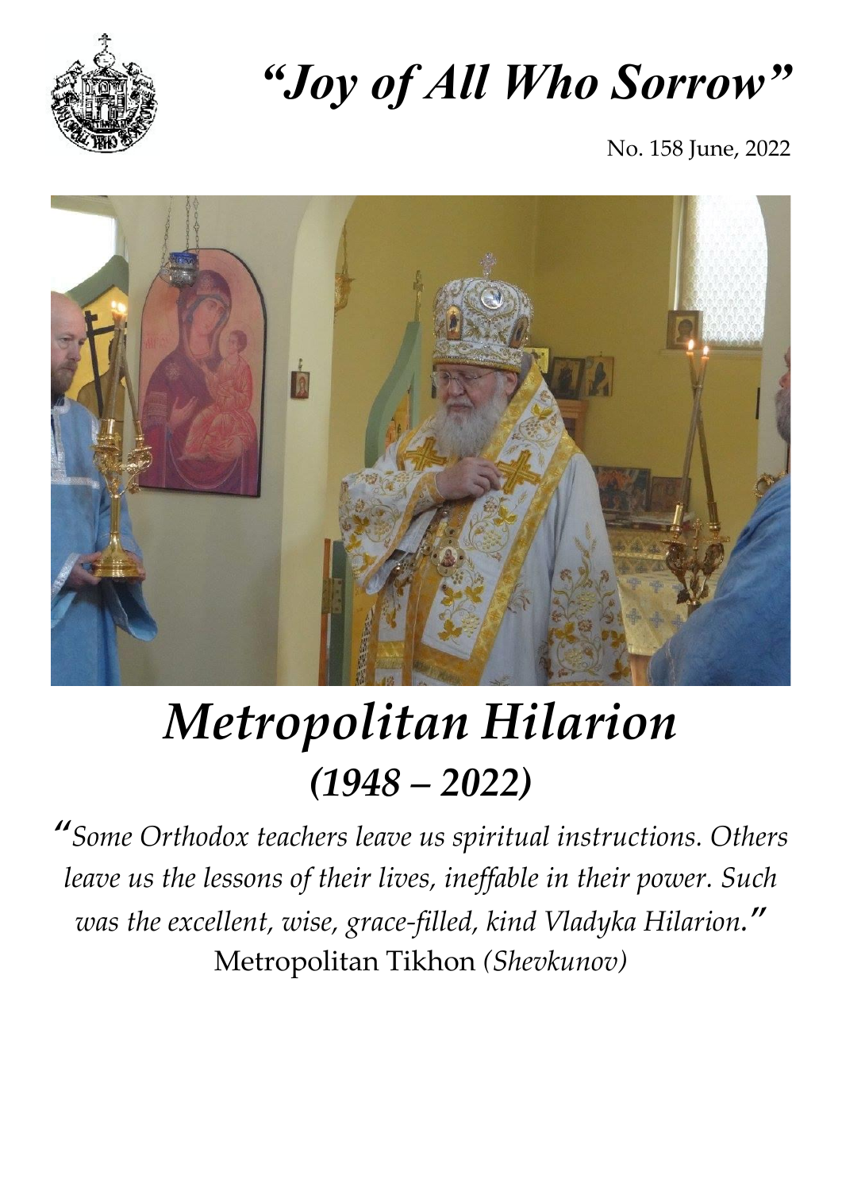# *"Joy of All Who Sorrow"*

No. 158 June, 2022

# *Metropolitan Hilarion*
## *(1948 – 2022)*

*"Some Orthodox teachers leave us spiritual instructions. Others leave us the lessons of their lives, ineffable in their power. Such was the excellent, wise, grace-filled, kind Vladyka Hilarion."*

Metropolitan Tikhon *(Shevkunov)*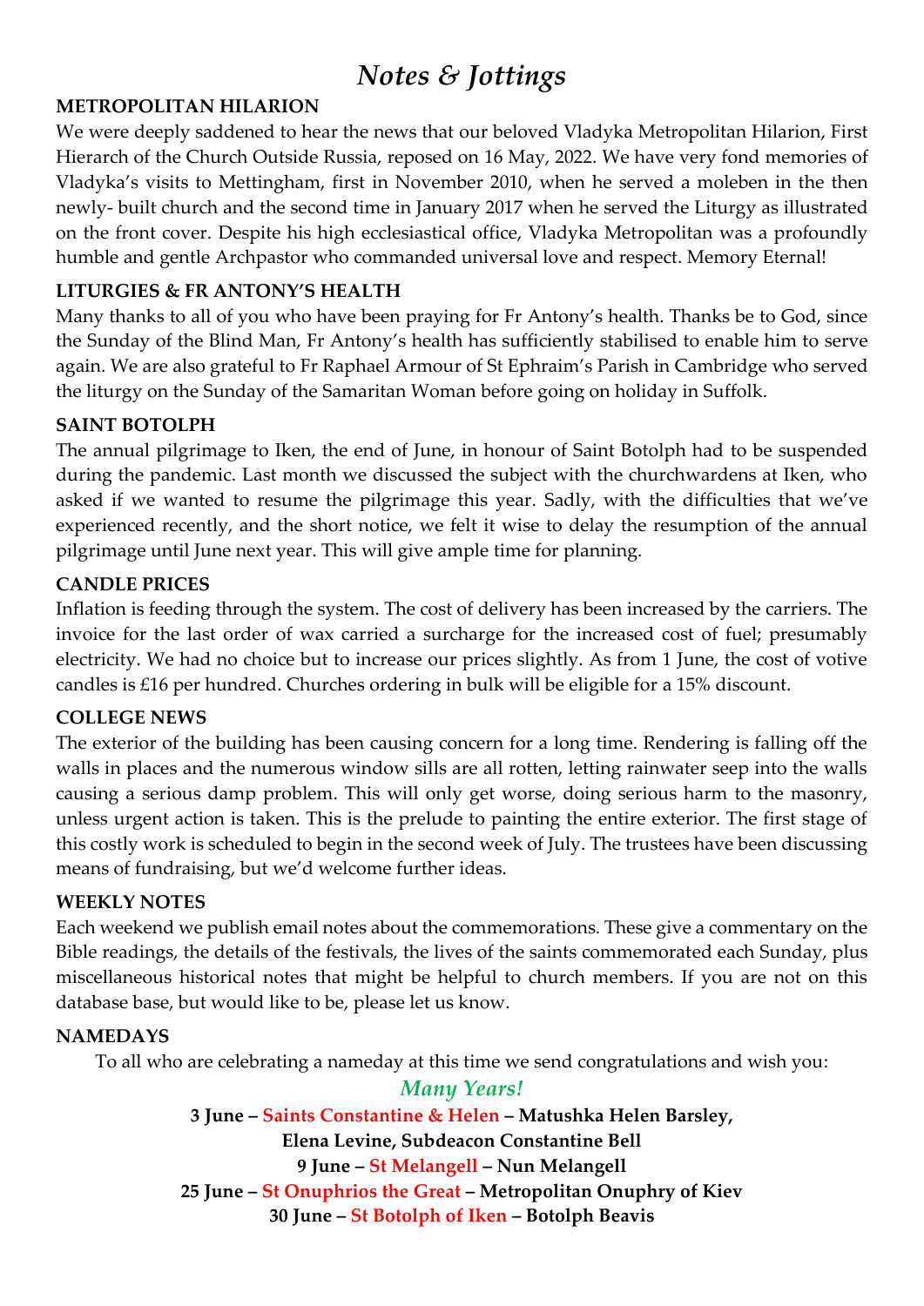# *Notes & Jottings*

**METROPOLITAN HILARION**

We were deeply saddened to hear the news that our beloved Vladyka Metropolitan Hilarion, First Hierarch of the Church Outside Russia, reposed on 16 May, 2022. We have very fond memories of Vladyka's visits to Mettingham, first in November 2010, when he served a moleben in the then newly- built church and the second time in January 2017 when he served the Liturgy as illustrated on the front cover. Despite his high ecclesiastical office, Vladyka Metropolitan was a profoundly humble and gentle Archpastor who commanded universal love and respect. Memory Eternal!

**LITURGIES & FR ANTONY'S HEALTH**

Many thanks to all of you who have been praying for Fr Antony's health. Thanks be to God, since the Sunday of the Blind Man, Fr Antony's health has sufficiently stabilised to enable him to serve again. We are also grateful to Fr Raphael Armour of St Ephraim's Parish in Cambridge who served the liturgy on the Sunday of the Samaritan Woman before going on holiday in Suffolk.

**SAINT BOTOLPH**

The annual pilgrimage to Iken, the end of June, in honour of Saint Botolph had to be suspended during the pandemic. Last month we discussed the subject with the churchwardens at Iken, who asked if we wanted to resume the pilgrimage this year. Sadly, with the difficulties that we've experienced recently, and the short notice, we felt it wise to delay the resumption of the annual pilgrimage until June next year. This will give ample time for planning.

**CANDLE PRICES**

Inflation is feeding through the system. The cost of delivery has been increased by the carriers. The invoice for the last order of wax carried a surcharge for the increased cost of fuel; presumably electricity. We had no choice but to increase our prices slightly. As from 1 June, the cost of votive candles is £16 per hundred. Churches ordering in bulk will be eligible for a 15% discount.

**COLLEGE NEWS**

The exterior of the building has been causing concern for a long time. Rendering is falling off the walls in places and the numerous window sills are all rotten, letting rainwater seep into the walls causing a serious damp problem. This will only get worse, doing serious harm to the masonry, unless urgent action is taken. This is the prelude to painting the entire exterior. The first stage of this costly work is scheduled to begin in the second week of July. The trustees have been discussing means of fundraising, but we'd welcome further ideas.

**WEEKLY NOTES**

Each weekend we publish email notes about the commemorations. These give a commentary on the Bible readings, the details of the festivals, the lives of the saints commemorated each Sunday, plus miscellaneous historical notes that might be helpful to church members. If you are not on this database base, but would like to be, please let us know.

**NAMEDAYS**

To all who are celebrating a nameday at this time we send congratulations and wish you:

*Many Years!*

**3 June – Saints Constantine & Helen – Matushka Helen Barsley, Elena Levine, Subdeacon Constantine Bell**

**9 June – St Melangell – Nun Melangell**

**25 June – St Onuphrios the Great – Metropolitan Onuphry of Kiev**

**30 June – St Botolph of Iken – Botolph Beavis**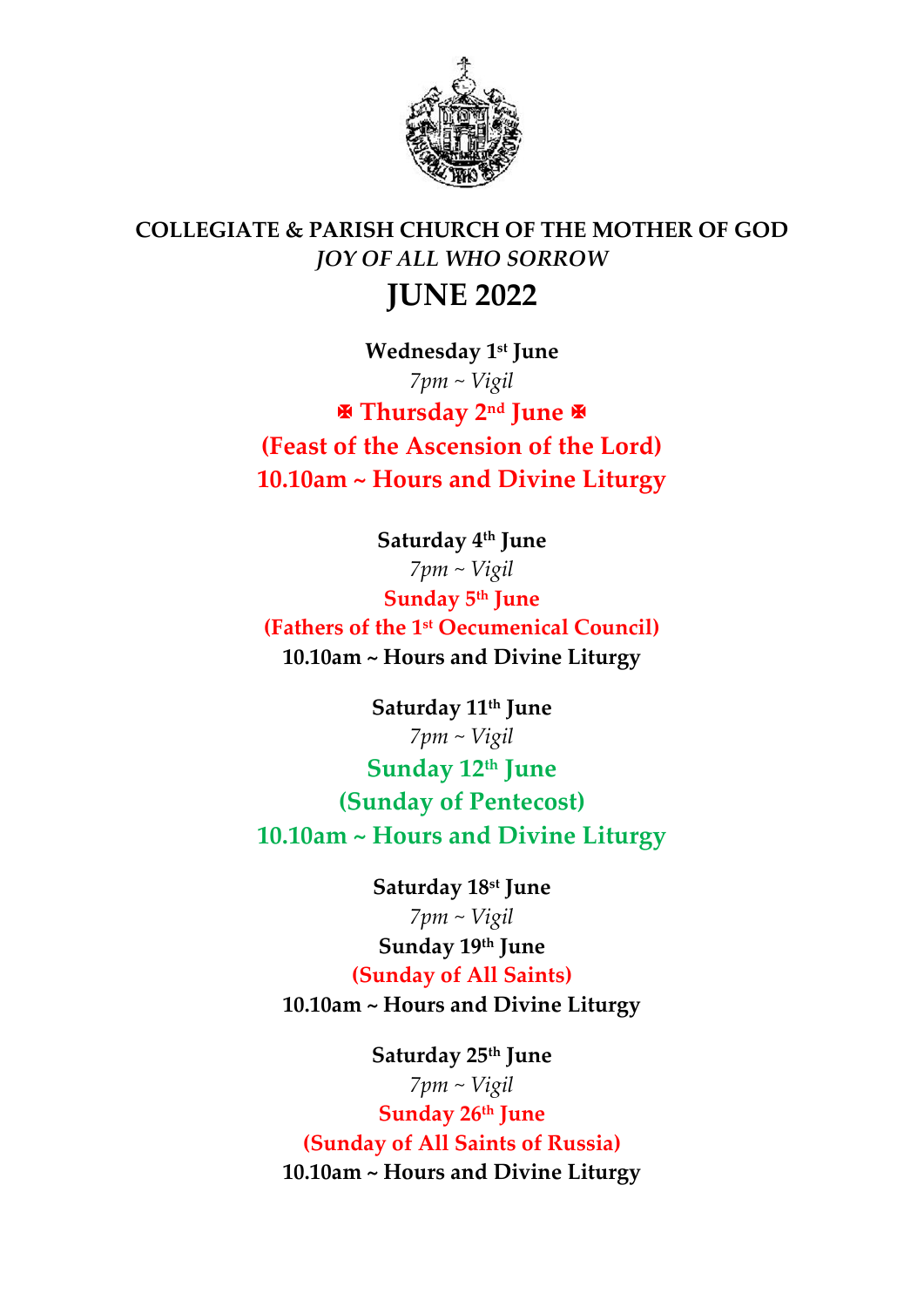**COLLEGIATE & PARISH CHURCH OF THE MOTHER OF GOD**
*JOY OF ALL WHO SORROW*

# JUNE 2022

**Wednesday 1st June**
*7pm ~ Vigil*

**✠ Thursday 2nd June ✠**
**(Feast of the Ascension of the Lord)**
**10.10am ~ Hours and Divine Liturgy**

**Saturday 4th June**
*7pm ~ Vigil*

**Sunday 5th June**
**(Fathers of the 1st Oecumenical Council)**
**10.10am ~ Hours and Divine Liturgy**

**Saturday 11th June**
*7pm ~ Vigil*

**Sunday 12th June**
**(Sunday of Pentecost)**
**10.10am ~ Hours and Divine Liturgy**

**Saturday 18st June**
*7pm ~ Vigil*

**Sunday 19th June**
**(Sunday of All Saints)**
**10.10am ~ Hours and Divine Liturgy**

**Saturday 25th June**
*7pm ~ Vigil*

**Sunday 26th June**
**(Sunday of All Saints of Russia)**
**10.10am ~ Hours and Divine Liturgy**